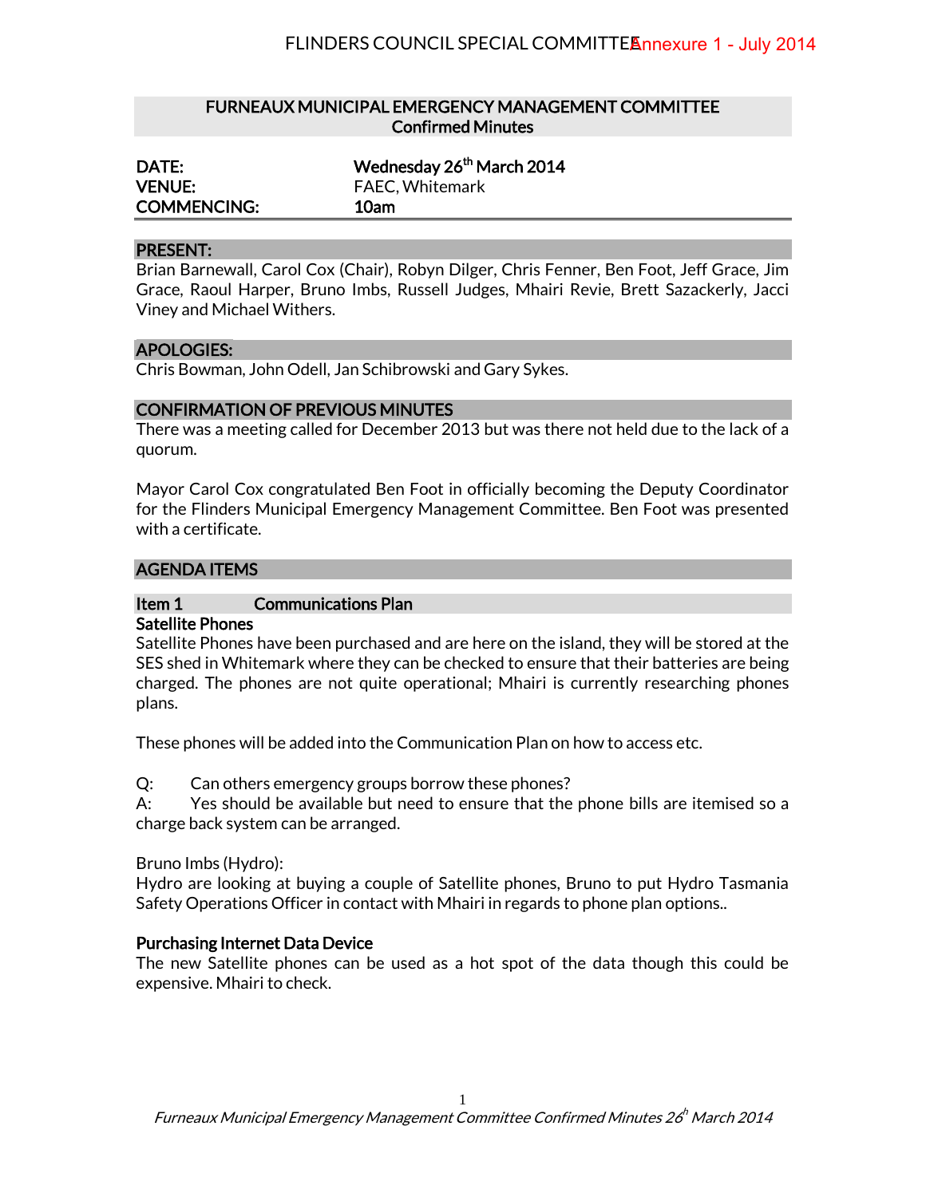# FURNEAUX MUNICIPAL EMERGENCY MANAGEMENT COMMITTEE
## Confirmed Minutes

| | |
|---|---|
| **DATE:** | **Wednesday 26th March 2014** |
| **VENUE:** | FAEC, Whitemark |
| **COMMENCING:** | **10am** |

## PRESENT:

Brian Barnewall, Carol Cox (Chair), Robyn Dilger, Chris Fenner, Ben Foot, Jeff Grace, Jim Grace, Raoul Harper, Bruno Imbs, Russell Judges, Mhairi Revie, Brett Sazackerly, Jacci Viney and Michael Withers.

## APOLOGIES:

Chris Bowman, John Odell, Jan Schibrowski and Gary Sykes.

## CONFIRMATION OF PREVIOUS MINUTES

There was a meeting called for December 2013 but was there not held due to the lack of a quorum.

Mayor Carol Cox congratulated Ben Foot in officially becoming the Deputy Coordinator for the Flinders Municipal Emergency Management Committee. Ben Foot was presented with a certificate.

## AGENDA ITEMS

### Item 1 Communications Plan

**Satellite Phones**

Satellite Phones have been purchased and are here on the island, they will be stored at the SES shed in Whitemark where they can be checked to ensure that their batteries are being charged. The phones are not quite operational; Mhairi is currently researching phones plans.

These phones will be added into the Communication Plan on how to access etc.

Q: Can others emergency groups borrow these phones?

A: Yes should be available but need to ensure that the phone bills are itemised so a charge back system can be arranged.

Bruno Imbs (Hydro):

Hydro are looking at buying a couple of Satellite phones, Bruno to put Hydro Tasmania Safety Operations Officer in contact with Mhairi in regards to phone plan options..

**Purchasing Internet Data Device**

The new Satellite phones can be used as a hot spot of the data though this could be expensive. Mhairi to check.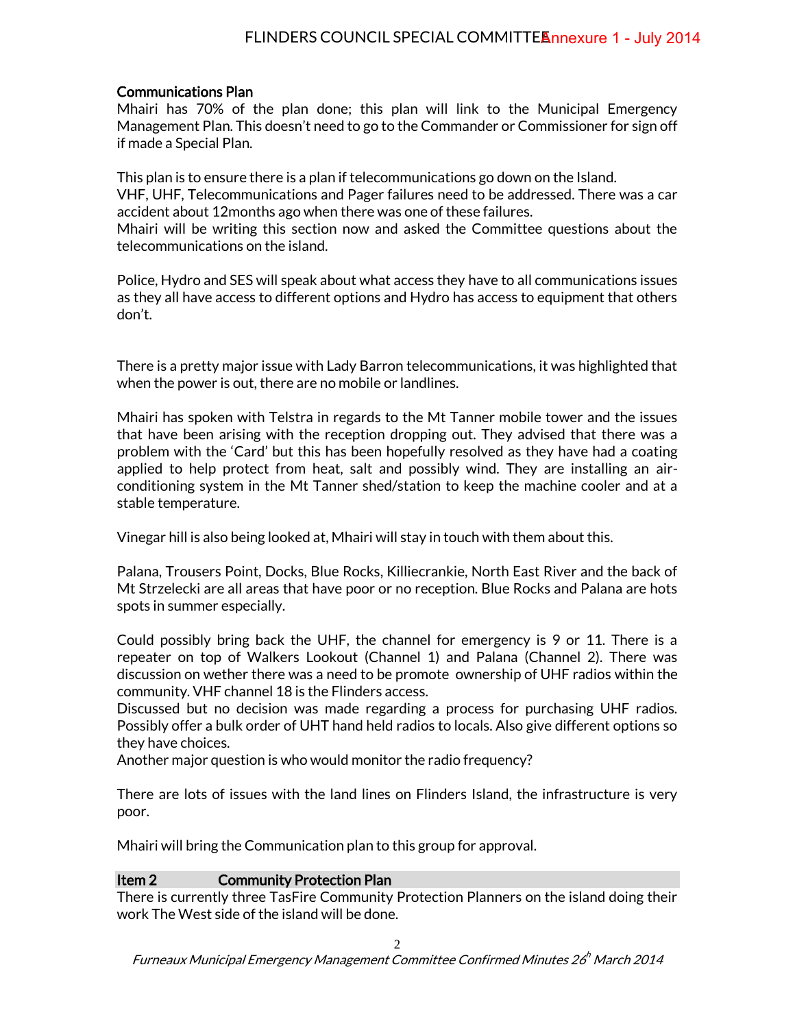**Communications Plan**

Mhairi has 70% of the plan done; this plan will link to the Municipal Emergency Management Plan. This doesn't need to go to the Commander or Commissioner for sign off if made a Special Plan.

This plan is to ensure there is a plan if telecommunications go down on the Island.
VHF, UHF, Telecommunications and Pager failures need to be addressed. There was a car accident about 12months ago when there was one of these failures.
Mhairi will be writing this section now and asked the Committee questions about the telecommunications on the island.

Police, Hydro and SES will speak about what access they have to all communications issues as they all have access to different options and Hydro has access to equipment that others don't.

There is a pretty major issue with Lady Barron telecommunications, it was highlighted that when the power is out, there are no mobile or landlines.

Mhairi has spoken with Telstra in regards to the Mt Tanner mobile tower and the issues that have been arising with the reception dropping out. They advised that there was a problem with the 'Card' but this has been hopefully resolved as they have had a coating applied to help protect from heat, salt and possibly wind. They are installing an air-conditioning system in the Mt Tanner shed/station to keep the machine cooler and at a stable temperature.

Vinegar hill is also being looked at, Mhairi will stay in touch with them about this.

Palana, Trousers Point, Docks, Blue Rocks, Killiecrankie, North East River and the back of Mt Strzelecki are all areas that have poor or no reception. Blue Rocks and Palana are hots spots in summer especially.

Could possibly bring back the UHF, the channel for emergency is 9 or 11. There is a repeater on top of Walkers Lookout (Channel 1) and Palana (Channel 2). There was discussion on wether there was a need to be promote ownership of UHF radios within the community. VHF channel 18 is the Flinders access.
Discussed but no decision was made regarding a process for purchasing UHF radios. Possibly offer a bulk order of UHT hand held radios to locals. Also give different options so they have choices.
Another major question is who would monitor the radio frequency?

There are lots of issues with the land lines on Flinders Island, the infrastructure is very poor.

Mhairi will bring the Communication plan to this group for approval.

**Item 2 Community Protection Plan**

There is currently three TasFire Community Protection Planners on the island doing their work The West side of the island will be done.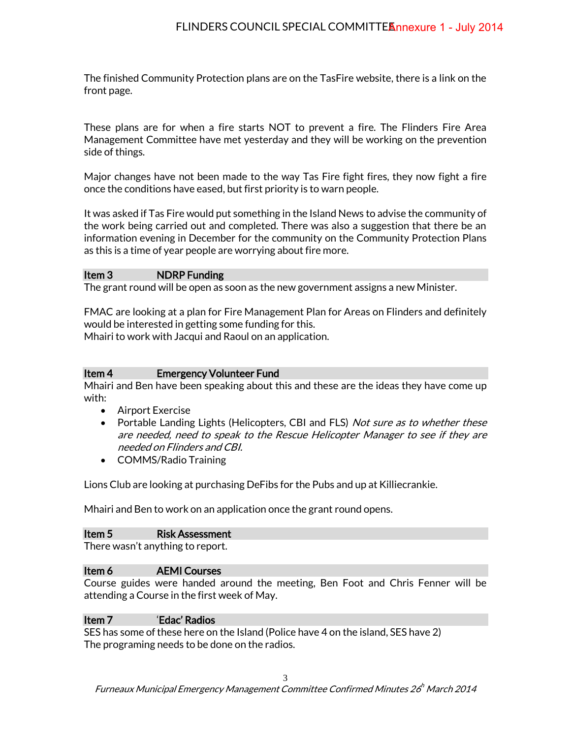The finished Community Protection plans are on the TasFire website, there is a link on the front page.

These plans are for when a fire starts NOT to prevent a fire. The Flinders Fire Area Management Committee have met yesterday and they will be working on the prevention side of things.

Major changes have not been made to the way Tas Fire fight fires, they now fight a fire once the conditions have eased, but first priority is to warn people.

It was asked if Tas Fire would put something in the Island News to advise the community of the work being carried out and completed. There was also a suggestion that there be an information evening in December for the community on the Community Protection Plans as this is a time of year people are worrying about fire more.

## Item 3 NDRP Funding

The grant round will be open as soon as the new government assigns a new Minister.

FMAC are looking at a plan for Fire Management Plan for Areas on Flinders and definitely would be interested in getting some funding for this.
Mhairi to work with Jacqui and Raoul on an application.

## Item 4 Emergency Volunteer Fund

Mhairi and Ben have been speaking about this and these are the ideas they have come up with:

- Airport Exercise
- Portable Landing Lights (Helicopters, CBI and FLS) *Not sure as to whether these are needed, need to speak to the Rescue Helicopter Manager to see if they are needed on Flinders and CBI.*
- COMMS/Radio Training

Lions Club are looking at purchasing DeFibs for the Pubs and up at Killiecrankie.

Mhairi and Ben to work on an application once the grant round opens.

## Item 5 Risk Assessment

There wasn't anything to report.

## Item 6 AEMI Courses

Course guides were handed around the meeting, Ben Foot and Chris Fenner will be attending a Course in the first week of May.

## Item 7 'Edac' Radios

SES has some of these here on the Island (Police have 4 on the island, SES have 2)
The programing needs to be done on the radios.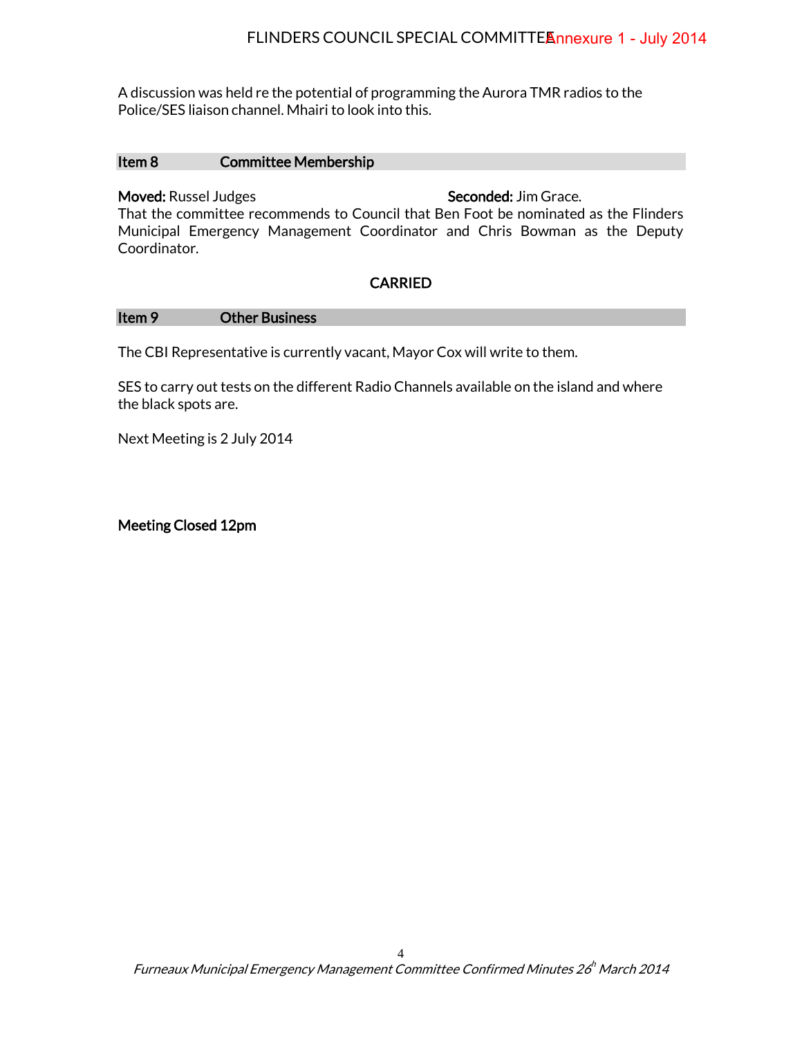A discussion was held re the potential of programming the Aurora TMR radios to the Police/SES liaison channel. Mhairi to look into this.

## Item 8 Committee Membership

**Moved:** Russel Judges **Seconded:** Jim Grace.

That the committee recommends to Council that Ben Foot be nominated as the Flinders Municipal Emergency Management Coordinator and Chris Bowman as the Deputy Coordinator.

**CARRIED**

## Item 9 Other Business

The CBI Representative is currently vacant, Mayor Cox will write to them.

SES to carry out tests on the different Radio Channels available on the island and where the black spots are.

Next Meeting is 2 July 2014

**Meeting Closed 12pm**